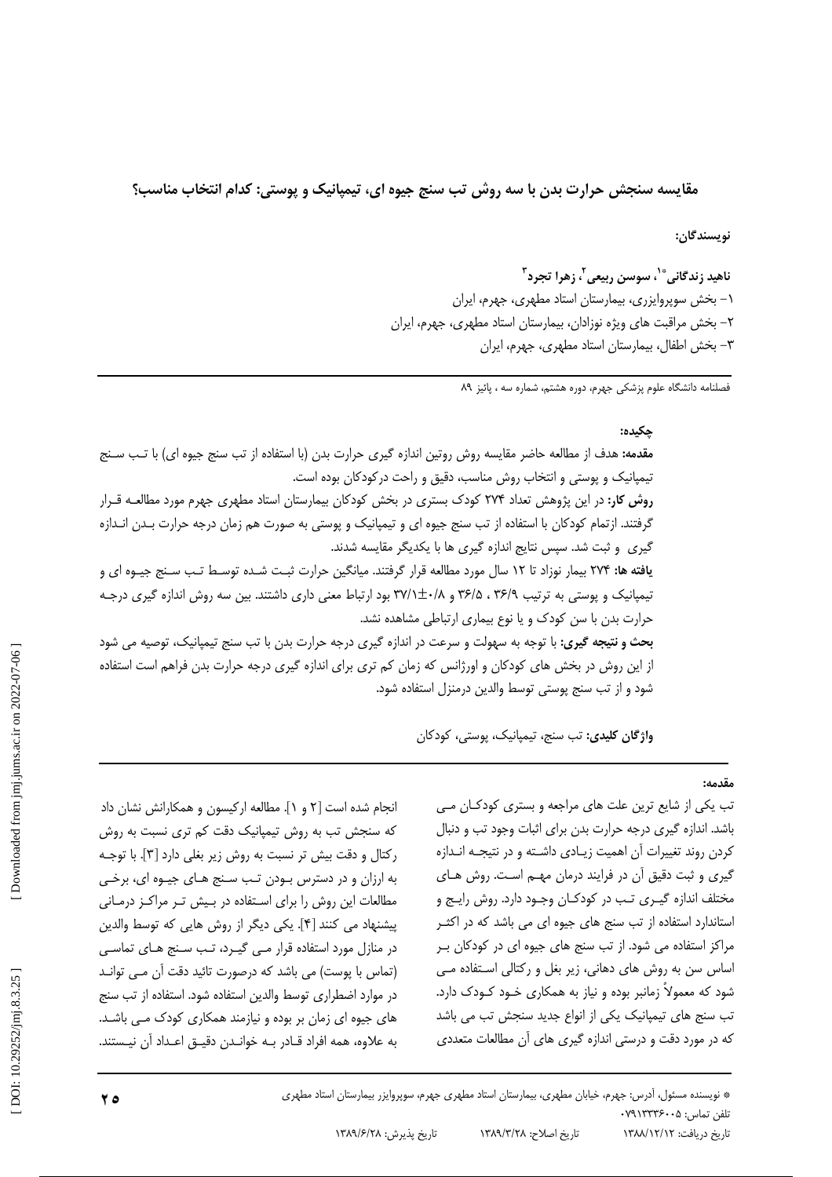# مقایسه سنجش حرارت بدن با سه روش تب سنج جیوه ای، تیمپانیک و پوستی: کدام انتخاب مناسب؟

**نویسندگان:**

**ناهید زندگانی[*1]، سوسن ربیعی[2]، زهرا تجرد[3]**

۱- بخش سوپروایزری، بیمارستان استاد مطهری، جهرم، ایران

۲- بخش مراقبت های ویژه نوزادان، بیمارستان استاد مطهری، جهرم، ایران

۳- بخش اطفال، بیمارستان استاد مطهری، جهرم، ایران

فصلنامه دانشگاه علوم پزشکی جهرم، دوره هشتم، شماره سه ، پائیز ۸۹

**چکیده:**

**مقدمه:** هدف از مطالعه حاضر مقایسه روش روتین اندازه گیری حرارت بدن (با استفاده از تب سنج جیوه ای) با تب سنج تیمپانیک و پوستی و انتخاب روش مناسب، دقیق و راحت درکودکان بوده است.

**روش کار:** در این پژوهش تعداد ۲۷۴ کودک بستری در بخش کودکان بیمارستان استاد مطهری جهرم مورد مطالعه قرار گرفتند. ازتمام کودکان با استفاده از تب سنج جیوه ای و تیمپانیک و پوستی به صورت هم زمان درجه حرارت بدن اندازه گیری و ثبت شد. سپس نتایج اندازه گیری ها با یکدیگر مقایسه شدند.

**یافته ها:** ۲۷۴ بیمار نوزاد تا ۱۲ سال مورد مطالعه قرار گرفتند. میانگین حرارت ثبت شده توسط تب سنج جیوه ای و تیمپانیک و پوستی به ترتیب ۳۶/۹ ، ۳۶/۵ و ۰/۸±۳۷/۱ بود ارتباط معنی داری داشتند. بین سه روش اندازه گیری درجه حرارت بدن با سن کودک و یا نوع بیماری ارتباطی مشاهده نشد.

**بحث و نتیجه گیری:** با توجه به سهولت و سرعت در اندازه گیری درجه حرارت بدن با تب سنج تیمپانیک، توصیه می شود از این روش در بخش های کودکان و اورژانس که زمان کم تری برای اندازه گیری درجه حرارت بدن فراهم است استفاده شود و از تب سنج پوستی توسط والدین درمنزل استفاده شود.

**واژگان کلیدی:** تب سنج، تیمپانیک، پوستی، کودکان

**مقدمه:**

تب یکی از شایع ترین علت های مراجعه و بستری کودکان می باشد. اندازه گیری درجه حرارت بدن برای اثبات وجود تب و دنبال کردن روند تغییرات آن اهمیت زیادی داشته و در نتیجه اندازه گیری و ثبت دقیق آن در فرایند درمان مهم است. روش های مختلف اندازه گیری تب در کودکان وجود دارد. روش رایج و استاندارد استفاده از تب سنج های جیوه ای می باشد که در اکثر مراکز استفاده می شود. از تب سنج های جیوه ای در کودکان بر اساس سن به روش های دهانی، زیر بغل و رکتالی استفاده می شود که معمولاً زمانبر بوده و نیاز به همکاری خود کودک دارد. تب سنج های تیمپانیک یکی از انواع جدید سنجش تب می باشد که در مورد دقت و درستی اندازه گیری های آن مطالعات متعددی انجام شده است [۲ و ۱]. مطالعه ارکیسون و همکارانش نشان داد که سنجش تب به روش تیمپانیک دقت کم تری نسبت به روش رکتال و دقت بیش تر نسبت به روش زیر بغلی دارد [۳]. با توجه به ارزان و در دسترس بودن تب سنج های جیوه ای، برخی مطالعات این روش را برای استفاده در بیش تر مراکز درمانی پیشنهاد می کنند [۴]. یکی دیگر از روش هایی که توسط والدین در منازل مورد استفاده قرار می گیرد، تب سنج های تماسی (تماس با پوست) می باشد که درصورت تائید دقت آن می توانند در موارد اضطراری توسط والدین استفاده شود. استفاده از تب سنج های جیوه ای زمان بر بوده و نیازمند همکاری کودک می باشد. به علاوه، همه افراد قادر به خواندن دقیق اعداد آن نیستند.

---

\* نویسنده مسئول، آدرس: جهرم، خیابان مطهری، بیمارستان استاد مطهری جهرم، سوپروایزر بیمارستان استاد مطهری

تلفن تماس: ۰۷۹۱۳۳۳۶۰۰۵

تاریخ دریافت: ۱۳۸۸/۱۲/۱۲ | تاریخ اصلاح: ۱۳۸۹/۳/۲۸ | تاریخ پذیرش: ۱۳۸۹/۶/۲۸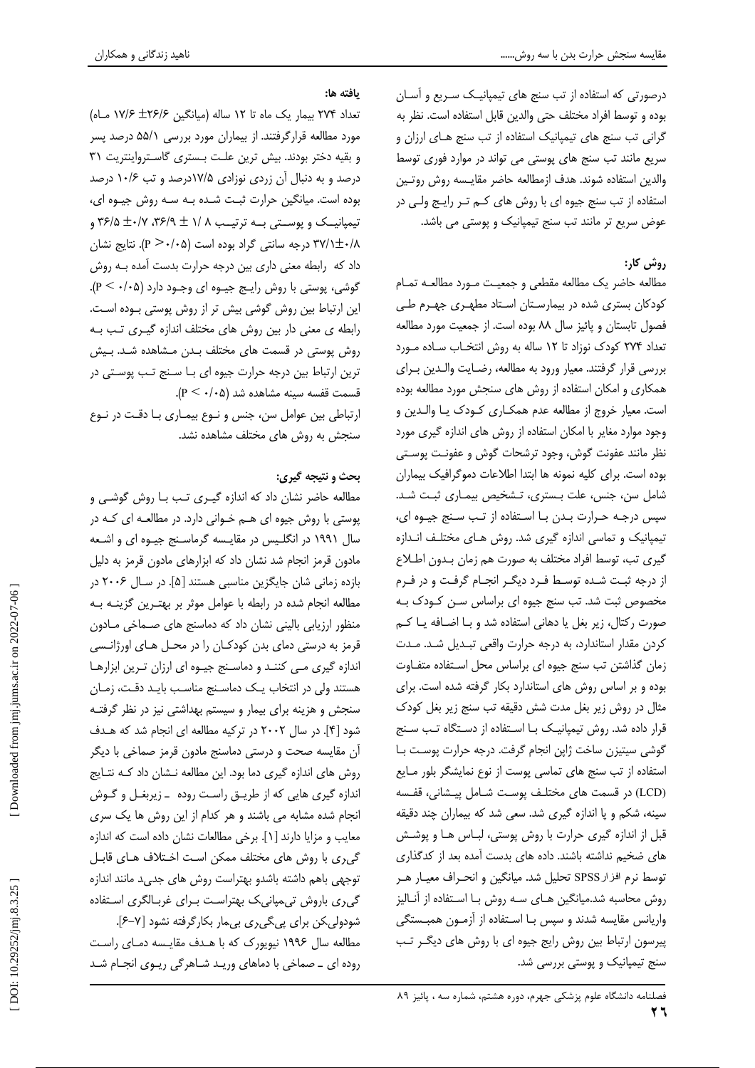درصورتی که استفاده از تب سنج های تیمپانیک سریع و آسان بوده و توسط افراد مختلف حتی والدین قابل استفاده است. نظر به گرانی تب سنج های تیمپانیک استفاده از تب سنج هـای ارزان و سریع مانند تب سنج های پوستی می تواند در موارد فوری توسط والدین استفاده شوند. هدف ازمطالعه حاضر مقایسه روش روتین استفاده از تب سنج جیوه ای با روش های کـم تـر رایـج ولـی در عوض سریع تر مانند تب سنج تیمپانیک و پوستی می باشد.

## روش کار:

مطالعه حاضر یک مطالعه مقطعی و جمعیت مـورد مطالعـه تمـام کودکان بستری شده در بیمارستان استاد مطهری جهرم طـی فصول تابستان و پائیز سال ۸۸ بوده است. از جمعیت مورد مطالعه تعداد ۲۷۴ کودک نوزاد تا ۱۲ ساله به روش انتخـاب سـاده مـورد بررسی قرار گرفتند. معیار ورود به مطالعه، رضـایت والـدین بـرای همکاری و امکان استفاده از روش های سنجش مورد مطالعه بوده است. معیار خروج از مطالعه عدم همکـاری کـودک یـا والـدین و وجود موارد مغایر با امکان استفاده از روش های اندازه گیری مورد نظر مانند عفونت گوش، وجود ترشحات گوش و عفونـت پوسـتی بوده است. برای کلیه نمونه ها ابتدا اطلاعات دموگرافیک بیماران شامل سن، جنس، علت بـستری، تـشخیص بیمـاری ثبـت شـد. سپس درجـه حـرارت بـدن بـا اسـتفاده از تـب سـنج جیـوه ای، تیمپانیک و تماسی اندازه گیری شد. روش هـای مختلـف انـدازه گیری تب، توسط افراد مختلف به صورت هم زمان بـدون اطـلاع از درجه ثبـت شـده توسـط فـرد دیگـر انجـام گرفـت و در فـرم مخصوص ثبت شد. تب سنج جیوه ای براساس سـن کـودک بـه صورت رکتال، زیر بغل یا دهانی استفاده شد و بـا اضـافه یـا کـم کردن مقدار استاندارد، به درجه حرارت واقعی تبـدیل شـد. مـدت زمان گذاشتن تب سنج جیوه ای براساس محل اسـتفاده متفـاوت بوده و بر اساس روش های استاندارد بکار گرفته شده است. برای مثال در روش زیر بغل مدت شش دقیقه تب سنج زیر بغل کودک قرار داده شد. روش تیمپانیـک بـا اسـتفاده از دسـتگاه تـب سـنج گوشی سیتیزن ساخت ژاپن انجام گرفت. درجه حرارت پوسـت بـا استفاده از تب سنج های تماسی پوست از نوع نمایشگر بلور مـایع (LCD) در قسمت های مختلـف پوسـت شـامل پیـشانی، قفـسه سینه، شکم و پا اندازه گیری شد. سعی شد که بیماران چند دقیقه قبل از اندازه گیری حرارت با روش پوستی، لبـاس هـا و پوشـش های ضخیم نداشته باشند. داده های بدست آمده بعد از کدگذاری توسط نرم افزارSPSS تحلیل شد. میانگین و انحـراف معیـار هـر روش محاسبه شد.میانگین هـای سـه روش بـا اسـتفاده از آنـالیز واریانس مقایسه شدند و سپس بـا اسـتفاده از آزمـون همبـستگی پیرسون ارتباط بین روش رایج جیوه ای با روش های دیگـر تـب سنج تیمپانیک و پوستی بررسی شد.

## یافته ها:

تعداد ۲۷۴ بیمار یک ماه تا ۱۲ ساله (میانگین ۲۶/۶± ۱۷/۶ مـاه) مورد مطالعه قرارگرفتند. از بیماران مورد بررسی ۵۵/۱ درصد پسر و بقیه دختر بودند. بیش ترین علـت بـستری گاسـتروانتریت ۳۱ درصد و به دنبال آن زردی نوزادی ۱۷/۵درصد و تب ۱۰/۶ درصد بوده است. میانگین حرارت ثبـت شـده بـه سـه روش جیـوه ای، تیمپانیـک و پوسـتی بـه ترتیـب ۸ /۱ ± ۳۶/۹، ۰/۷± ۳۶/۵ و ۰/۸±۳۷/۱ درجه سانتی گراد بوده است ($P > ۰/۰۵$). نتایج نشان داد که رابطه معنی داری بین درجه حرارت بدست آمده بـه روش گوشی، پوستی با روش رایـج جیـوه ای وجـود دارد ($P < ۰/۰۵$). این ارتباط بین روش گوشی بیش تر از روش پوستی بـوده اسـت. رابطه ی معنی دار بین روش های مختلف اندازه گیـری تـب بـه روش پوستی در قسمت های مختلف بـدن مـشاهده شـد. بـیش ترین ارتباط بین درجه حرارت جیوه ای بـا سـنج تـب پوسـتی در قسمت قفسه سینه مشاهده شد ($P < ۰/۰۵$).

ارتباطی بین عوامل سن، جنس و نـوع بیمـاری بـا دقـت در نـوع سنجش به روش های مختلف مشاهده نشد.

## بحث و نتیجه گیری:

مطالعه حاضر نشان داد که اندازه گیـری تـب بـا روش گوشـی و پوستی با روش جیوه ای هـم خـوانی دارد. در مطالعـه ای کـه در سال ۱۹۹۱ در انگلیس در مقایسه گرماسـنج جیـوه ای و اشـعه مادون قرمز انجام شد نشان داد که ابزارهای مادون قرمز به دلیل بازده زمانی شان جایگزین مناسبی هستند [۵]. در سـال ۲۰۰۶ در مطالعه انجام شده در رابطه با عوامل موثر بر بهتـرین گزینـه بـه منظور ارزیابی بالینی نشان داد که دماسنج های صـماخی مـادون قرمز به درستی دمای بدن کودکـان را در محـل هـای اورژانـسی اندازه گیری مـی کننـد و دماسـنج جیـوه ای ارزان تـرین ابزارهـا هستند ولی در انتخاب یـک دماسـنج مناسـب بایـد دقـت، زمـان سنجش و هزینه برای بیمار و سیستم بهداشتی نیز در نظر گرفتـه شود [۴]. در سال ۲۰۰۲ در ترکیه مطالعه ای انجام شد که هـدف آن مقایسه صحت و درستی دماسنج مادون قرمز صماخی با دیگر روش های اندازه گیری دما بود. این مطالعه نـشان داد کـه نتـایج اندازه گیری هایی که از طریـق راسـت روده ـ زیربغـل و گـوش انجام شده مشابه می باشند و هر کدام از این روش ها یک سری معایب و مزایا دارند [۱]. برخی مطالعات نشان داده است که اندازه گیری با روش های مختلف ممکن است اخـتلاف هـای قابـل توجهی باهم داشته باشدو بهتراست روش های جدید مانند اندازه گیری باروش تیمپانیک بهتراست بـرای غربـالگری اسـتفاده شودولیکن برای پیگیری بیمار بکارگرفته نشود [۶-۷].

مطالعه سال ۱۹۹۶ نیویورک که با هـدف مقایـسه دمـای راسـت روده ای ـ صماخی با دماهای وریـد شـاهرگی ریـوی انجـام شـد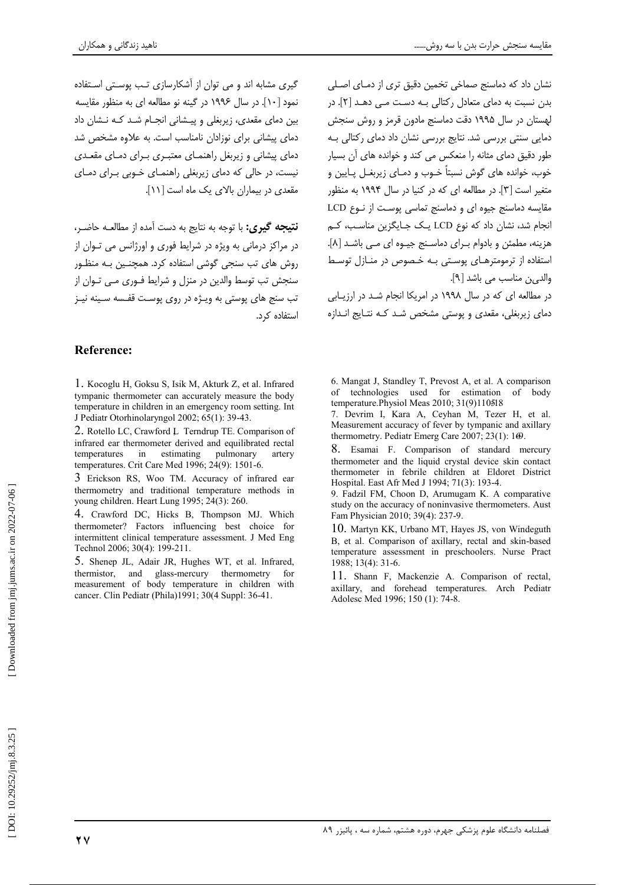نشان داد که دماسنج صماخی تخمین دقیق تری از دمـای اصـلی بدن نسبت به دمای متعادل رکتالی بـه دسـت مـی دهـد [۲]. در لهستان در سال ۱۹۹۵ دقت دماسنج مادون قرمز و روش سنجش دمایی سنتی بررسی شد. نتایج بررسی نشان داد دمای رکتالی بـه طور دقیق دمای مثانه را منعکس می کند و خوانده های آن بسیار خوب، خوانده های گوش نسبتاً خـوب و دمـای زیربغـل پـایین و متغیر است [۳]. در مطالعه ای که در کنیا در سال ۱۹۹۴ به منظور مقایسه دماسنج جیوه ای و دماسنج تماسی پوسـت از نـوع LCD انجام شد، نشان داد که نوع LCD یـک جـایگزین مناسـب، کـم هزینه، مطمئن و بادوام بـرای دماسـنج جیـوه ای مـی باشـد [۸]. استفاده از ترمومترهـای پوسـتی بـه خـصوص در منـازل توسـط والدین مناسب می باشد [۹].

در مطالعه ای که در سال ۱۹۹۸ در امریکا انجام شـد در ارزیـابی دمای زیربغلی، مقعدی و پوستی مشخص شـد کـه نتـایج انـدازه گیری مشابه اند و می توان از آشکارسازی تـب پوسـتی اسـتفاده نمود [۱۰]. در سال ۱۹۹۶ در گینه نو مطالعه ای به منظور مقایسه بین دمای مقعدی، زیربغلی و پیـشانی انجـام شـد کـه نـشان داد دمای پیشانی برای نوزادان نامناسب است. به علاوه مشخص شد دمای پیشانی و زیربغل راهنمـای معتبـری بـرای دمـای مقعـدی نیست، در حالی که دمای زیربغلی راهنمـای خـوبی بـرای دمـای مقعدی در بیماران بالای یک ماه است [۱۱].

**نتیجه گیری:** با توجه به نتایج به دست آمده از مطالعـه حاضـر، در مراکز درمانی به ویژه در شرایط فوری و اورژانس می تـوان از روش های تب سنجی گوشی استفاده کرد. همچنـین بـه منظـور سنجش تب توسط والدین در منزل و شرایط فـوری مـی تـوان از تب سنج های پوستی به ویـژه در روی پوسـت قفـسه سـینه نیـز استفاده کرد.

## Reference:

1. Kocoglu H, Goksu S, Isik M, Akturk Z, et al. Infrared tympanic thermometer can accurately measure the body temperature in children in an emergency room setting. Int J Pediatr Otorhinolaryngol 2002; 65(1): 39-43.

2. Rotello LC, Crawford L, Terndrup TE. Comparison of infrared ear thermometer derived and equilibrated rectal temperatures in estimating pulmonary artery temperatures. Crit Care Med 1996; 24(9): 1501-6.

3. Erickson RS, Woo TM. Accuracy of infrared ear thermometry and traditional temperature methods in young children. Heart Lung 1995; 24(3): 260.

4. Crawford DC, Hicks B, Thompson MJ. Which thermometer? Factors influencing best choice for intermittent clinical temperature assessment. J Med Eng Technol 2006; 30(4): 199-211.

5. Shenep JL, Adair JR, Hughes WT, et al. Infrared, thermistor, and glass-mercury thermometry for measurement of body temperature in children with cancer. Clin Pediatr (Phila)1991; 30(4 Suppl: 36-41.

6. Mangat J, Standley T, Prevost A, et al. A comparison of technologies used for estimation of body temperature.Physiol Meas 2010; 31(9)1105-18

7. Devrim I, Kara A, Ceyhan M, Tezer H, et al. Measurement accuracy of fever by tympanic and axillary thermometry. Pediatr Emerg Care 2007; 23(1): 16-9.

8. Esamai F. Comparison of standard mercury thermometer and the liquid crystal device skin contact thermometer in febrile children at Eldoret District Hospital. East Afr Med J 1994; 71(3): 193-4.

9. Fadzil FM, Choon D, Arumugam K. A comparative study on the accuracy of noninvasive thermometers. Aust Fam Physician 2010; 39(4): 237-9.

10. Martyn KK, Urbano MT, Hayes JS, von Windeguth B, et al. Comparison of axillary, rectal and skin-based temperature assessment in preschoolers. Nurse Pract 1988; 13(4): 31-6.

11. Shann F, Mackenzie A. Comparison of rectal, axillary, and forehead temperatures. Arch Pediatr Adolesc Med 1996; 150 (1): 74-8.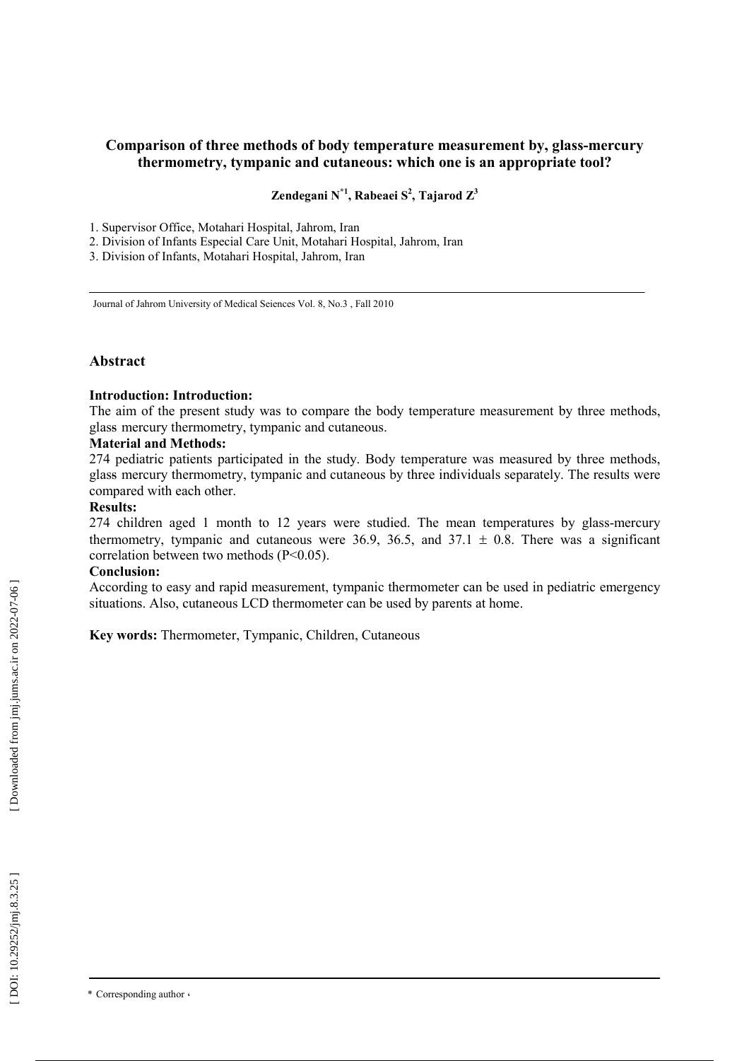## Comparison of three methods of body temperature measurement by, glass-mercury thermometry, tympanic and cutaneous: which one is an appropriate tool?

**Zendegani N*[1], Rabeaei S[2], Tajarod Z[3]**

1. Supervisor Office, Motahari Hospital, Jahrom, Iran
2. Division of Infants Especial Care Unit, Motahari Hospital, Jahrom, Iran
3. Division of Infants, Motahari Hospital, Jahrom, Iran

Journal of Jahrom University of Medical Seiences Vol. 8, No.3 , Fall 2010

### Abstract

**Introduction: Introduction:**
The aim of the present study was to compare the body temperature measurement by three methods, glass mercury thermometry, tympanic and cutaneous.

**Material and Methods:**
274 pediatric patients participated in the study. Body temperature was measured by three methods, glass mercury thermometry, tympanic and cutaneous by three individuals separately. The results were compared with each other.

**Results:**
274 children aged 1 month to 12 years were studied. The mean temperatures by glass-mercury thermometry, tympanic and cutaneous were 36.9, 36.5, and 37.1 ± 0.8. There was a significant correlation between two methods ($P<0.05$).

**Conclusion:**
According to easy and rapid measurement, tympanic thermometer can be used in pediatric emergency situations. Also, cutaneous LCD thermometer can be used by parents at home.

**Key words:** Thermometer, Tympanic, Children, Cutaneous

\* Corresponding author ،